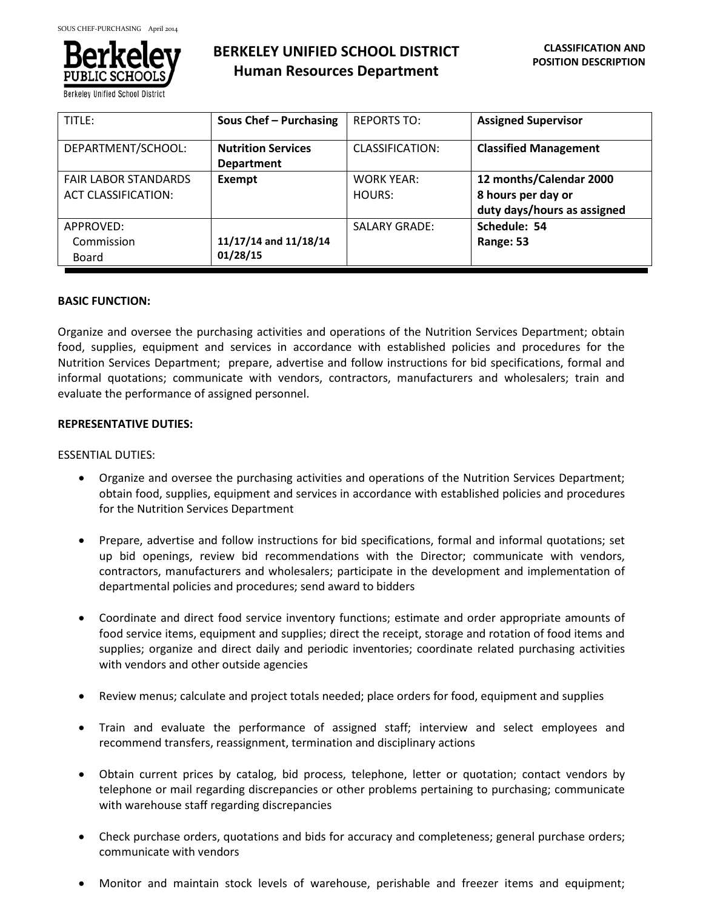SOUS CHEF-PURCHASING April 2014

# BERKELEY UNIFIED SCHOOL DISTRICT
## Human Resources Department

**CLASSIFICATION AND POSITION DESCRIPTION**

| TITLE: | **Sous Chef – Purchasing** | REPORTS TO: | **Assigned Supervisor** |
|---|---|---|---|
| DEPARTMENT/SCHOOL: | **Nutrition Services Department** | CLASSIFICATION: | **Classified Management** |
| FAIR LABOR STANDARDS ACT CLASSIFICATION: | **Exempt** | WORK YEAR: HOURS: | **12 months/Calendar 2000 8 hours per day or duty days/hours as assigned** |
| APPROVED: Commission Board | **11/17/14 and 11/18/14 01/28/15** | SALARY GRADE: | **Schedule: 54 Range: 53** |

**BASIC FUNCTION:**

Organize and oversee the purchasing activities and operations of the Nutrition Services Department; obtain food, supplies, equipment and services in accordance with established policies and procedures for the Nutrition Services Department; prepare, advertise and follow instructions for bid specifications, formal and informal quotations; communicate with vendors, contractors, manufacturers and wholesalers; train and evaluate the performance of assigned personnel.

**REPRESENTATIVE DUTIES:**

ESSENTIAL DUTIES:

- Organize and oversee the purchasing activities and operations of the Nutrition Services Department; obtain food, supplies, equipment and services in accordance with established policies and procedures for the Nutrition Services Department

- Prepare, advertise and follow instructions for bid specifications, formal and informal quotations; set up bid openings, review bid recommendations with the Director; communicate with vendors, contractors, manufacturers and wholesalers; participate in the development and implementation of departmental policies and procedures; send award to bidders

- Coordinate and direct food service inventory functions; estimate and order appropriate amounts of food service items, equipment and supplies; direct the receipt, storage and rotation of food items and supplies; organize and direct daily and periodic inventories; coordinate related purchasing activities with vendors and other outside agencies

- Review menus; calculate and project totals needed; place orders for food, equipment and supplies

- Train and evaluate the performance of assigned staff; interview and select employees and recommend transfers, reassignment, termination and disciplinary actions

- Obtain current prices by catalog, bid process, telephone, letter or quotation; contact vendors by telephone or mail regarding discrepancies or other problems pertaining to purchasing; communicate with warehouse staff regarding discrepancies

- Check purchase orders, quotations and bids for accuracy and completeness; general purchase orders; communicate with vendors

- Monitor and maintain stock levels of warehouse, perishable and freezer items and equipment;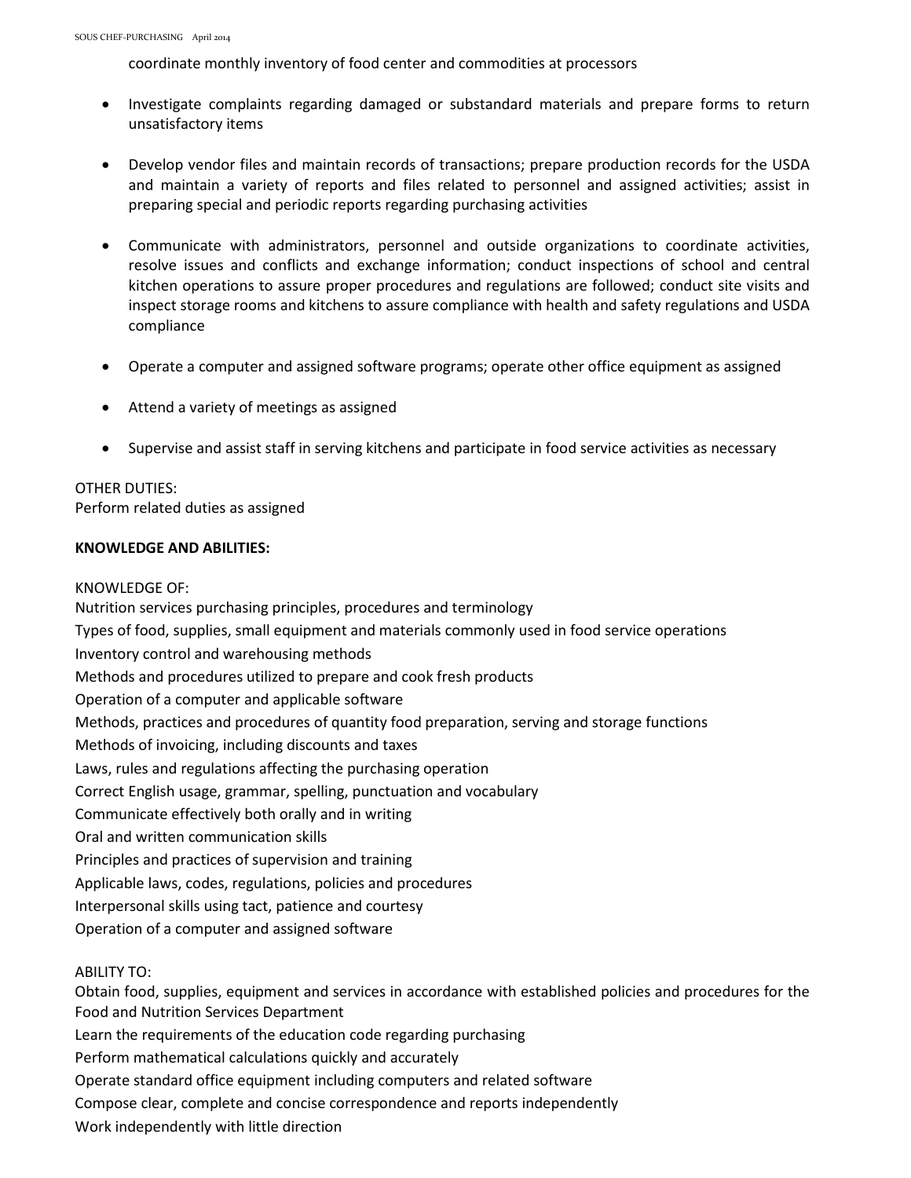coordinate monthly inventory of food center and commodities at processors

- Investigate complaints regarding damaged or substandard materials and prepare forms to return unsatisfactory items

- Develop vendor files and maintain records of transactions; prepare production records for the USDA and maintain a variety of reports and files related to personnel and assigned activities; assist in preparing special and periodic reports regarding purchasing activities

- Communicate with administrators, personnel and outside organizations to coordinate activities, resolve issues and conflicts and exchange information; conduct inspections of school and central kitchen operations to assure proper procedures and regulations are followed; conduct site visits and inspect storage rooms and kitchens to assure compliance with health and safety regulations and USDA compliance

- Operate a computer and assigned software programs; operate other office equipment as assigned

- Attend a variety of meetings as assigned

- Supervise and assist staff in serving kitchens and participate in food service activities as necessary

OTHER DUTIES:
Perform related duties as assigned

**KNOWLEDGE AND ABILITIES:**

KNOWLEDGE OF:
Nutrition services purchasing principles, procedures and terminology
Types of food, supplies, small equipment and materials commonly used in food service operations
Inventory control and warehousing methods
Methods and procedures utilized to prepare and cook fresh products
Operation of a computer and applicable software
Methods, practices and procedures of quantity food preparation, serving and storage functions
Methods of invoicing, including discounts and taxes
Laws, rules and regulations affecting the purchasing operation
Correct English usage, grammar, spelling, punctuation and vocabulary
Communicate effectively both orally and in writing
Oral and written communication skills
Principles and practices of supervision and training
Applicable laws, codes, regulations, policies and procedures
Interpersonal skills using tact, patience and courtesy
Operation of a computer and assigned software

ABILITY TO:
Obtain food, supplies, equipment and services in accordance with established policies and procedures for the Food and Nutrition Services Department
Learn the requirements of the education code regarding purchasing
Perform mathematical calculations quickly and accurately
Operate standard office equipment including computers and related software
Compose clear, complete and concise correspondence and reports independently
Work independently with little direction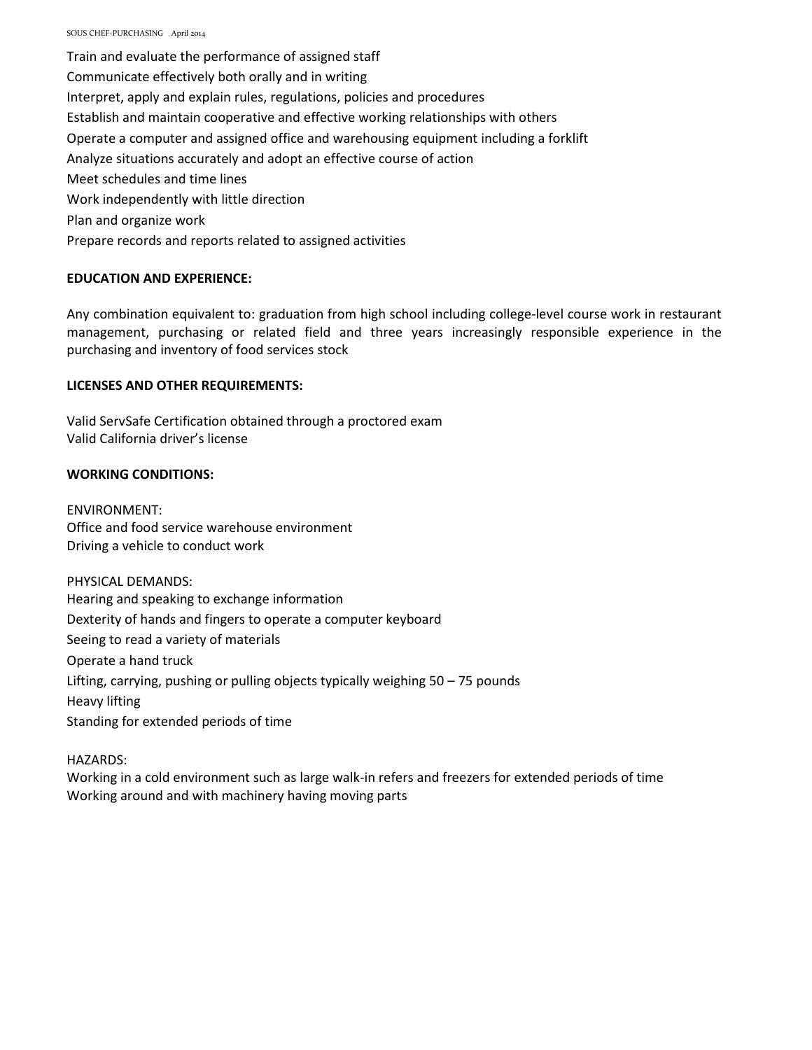Train and evaluate the performance of assigned staff

Communicate effectively both orally and in writing

Interpret, apply and explain rules, regulations, policies and procedures

Establish and maintain cooperative and effective working relationships with others

Operate a computer and assigned office and warehousing equipment including a forklift

Analyze situations accurately and adopt an effective course of action

Meet schedules and time lines

Work independently with little direction

Plan and organize work

Prepare records and reports related to assigned activities

**EDUCATION AND EXPERIENCE:**

Any combination equivalent to: graduation from high school including college-level course work in restaurant management, purchasing or related field and three years increasingly responsible experience in the purchasing and inventory of food services stock

**LICENSES AND OTHER REQUIREMENTS:**

Valid ServSafe Certification obtained through a proctored exam
Valid California driver's license

**WORKING CONDITIONS:**

ENVIRONMENT:
Office and food service warehouse environment
Driving a vehicle to conduct work

PHYSICAL DEMANDS:
Hearing and speaking to exchange information
Dexterity of hands and fingers to operate a computer keyboard
Seeing to read a variety of materials
Operate a hand truck
Lifting, carrying, pushing or pulling objects typically weighing 50 – 75 pounds
Heavy lifting
Standing for extended periods of time

HAZARDS:
Working in a cold environment such as large walk-in refers and freezers for extended periods of time
Working around and with machinery having moving parts